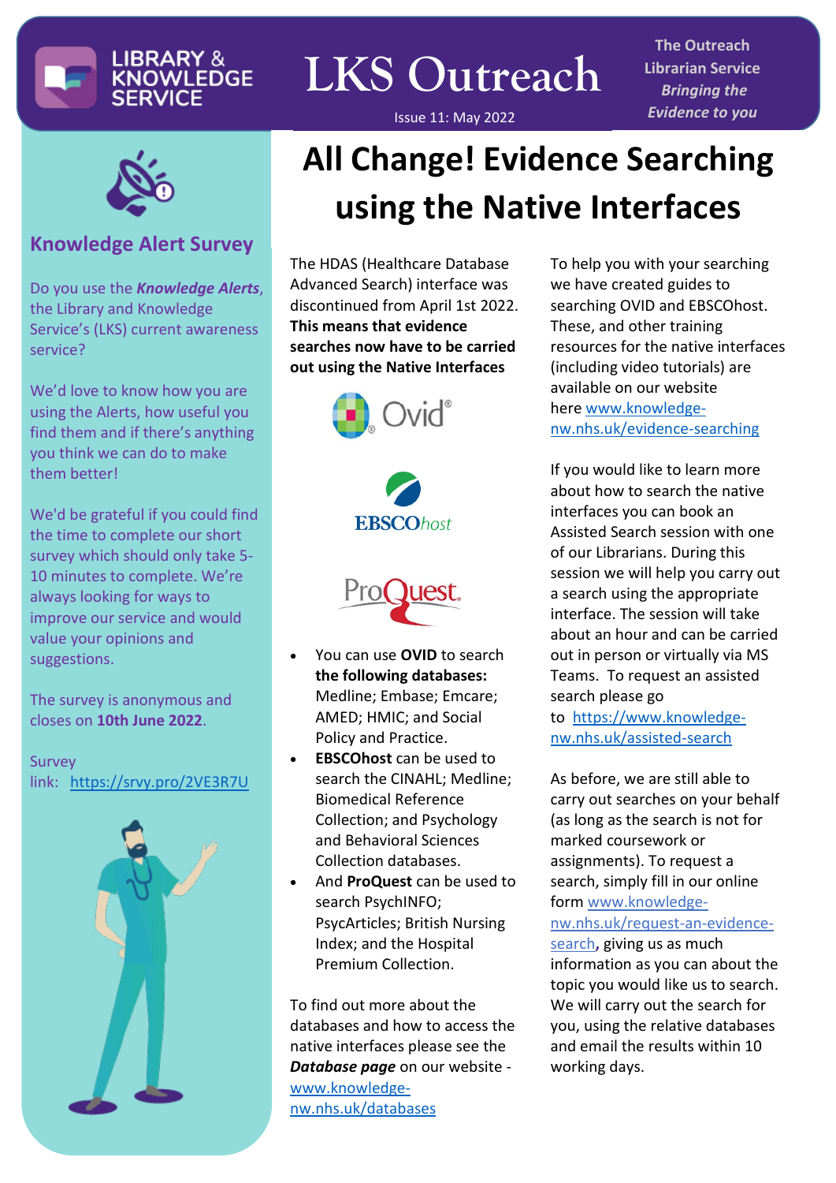LIBRARY & KNOWLEDGE SERVICE

# LKS Outreach

Issue 11: May 2022

**The Outreach Librarian Service**
***Bringing the Evidence to you***

## Knowledge Alert Survey

Do you use the ***Knowledge Alerts***, the Library and Knowledge Service's (LKS) current awareness service?

We'd love to know how you are using the Alerts, how useful you find them and if there's anything you think we can do to make them better!

We'd be grateful if you could find the time to complete our short survey which should only take 5-10 minutes to complete. We're always looking for ways to improve our service and would value your opinions and suggestions.

The survey is anonymous and closes on **10th June 2022**.

Survey link: https://srvy.pro/2VE3R7U

# All Change! Evidence Searching using the Native Interfaces

The HDAS (Healthcare Database Advanced Search) interface was discontinued from April 1st 2022. **This means that evidence searches now have to be carried out using the Native Interfaces**

- You can use **OVID** to search **the following databases:** Medline; Embase; Emcare; AMED; HMIC; and Social Policy and Practice.
- **EBSCOhost** can be used to search the CINAHL; Medline; Biomedical Reference Collection; and Psychology and Behavioral Sciences Collection databases.
- And **ProQuest** can be used to search PsychINFO; PsycArticles; British Nursing Index; and the Hospital Premium Collection.

To find out more about the databases and how to access the native interfaces please see the ***Database page*** on our website - www.knowledge-nw.nhs.uk/databases

To help you with your searching we have created guides to searching OVID and EBSCOhost. These, and other training resources for the native interfaces (including video tutorials) are available on our website here www.knowledge-nw.nhs.uk/evidence-searching

If you would like to learn more about how to search the native interfaces you can book an Assisted Search session with one of our Librarians. During this session we will help you carry out a search using the appropriate interface. The session will take about an hour and can be carried out in person or virtually via MS Teams. To request an assisted search please go to https://www.knowledge-nw.nhs.uk/assisted-search

As before, we are still able to carry out searches on your behalf (as long as the search is not for marked coursework or assignments). To request a search, simply fill in our online form www.knowledge-nw.nhs.uk/request-an-evidence-search, giving us as much information as you can about the topic you would like us to search. We will carry out the search for you, using the relative databases and email the results within 10 working days.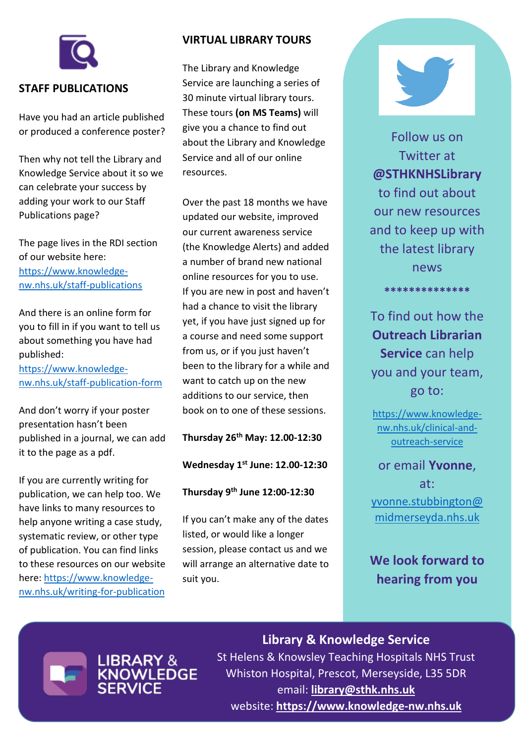## STAFF PUBLICATIONS

Have you had an article published or produced a conference poster?

Then why not tell the Library and Knowledge Service about it so we can celebrate your success by adding your work to our Staff Publications page?

The page lives in the RDI section of our website here: https://www.knowledge-nw.nhs.uk/staff-publications

And there is an online form for you to fill in if you want to tell us about something you have had published: https://www.knowledge-nw.nhs.uk/staff-publication-form

And don't worry if your poster presentation hasn't been published in a journal, we can add it to the page as a pdf.

If you are currently writing for publication, we can help too. We have links to many resources to help anyone writing a case study, systematic review, or other type of publication. You can find links to these resources on our website here: https://www.knowledge-nw.nhs.uk/writing-for-publication

## VIRTUAL LIBRARY TOURS

The Library and Knowledge Service are launching a series of 30 minute virtual library tours. These tours **(on MS Teams)** will give you a chance to find out about the Library and Knowledge Service and all of our online resources.

Over the past 18 months we have updated our website, improved our current awareness service (the Knowledge Alerts) and added a number of brand new national online resources for you to use. If you are new in post and haven't had a chance to visit the library yet, if you have just signed up for a course and need some support from us, or if you just haven't been to the library for a while and want to catch up on the new additions to our service, then book on to one of these sessions.

**Thursday 26th May: 12.00-12:30**

**Wednesday 1st June: 12.00-12:30**

**Thursday 9th June 12:00-12:30**

If you can't make any of the dates listed, or would like a longer session, please contact us and we will arrange an alternative date to suit you.

Follow us on Twitter at **@STHKNHSLibrary** to find out about our new resources and to keep up with the latest library news

**************

To find out how the **Outreach Librarian Service** can help you and your team, go to:

https://www.knowledge-nw.nhs.uk/clinical-and-outreach-service

or email **Yvonne**, at: yvonne.stubbington@midmerseyda.nhs.uk

**We look forward to hearing from you**

LIBRARY & KNOWLEDGE SERVICE

**Library & Knowledge Service**
St Helens & Knowsley Teaching Hospitals NHS Trust
Whiston Hospital, Prescot, Merseyside, L35 5DR
email: **library@sthk.nhs.uk**
website: **https://www.knowledge-nw.nhs.uk**